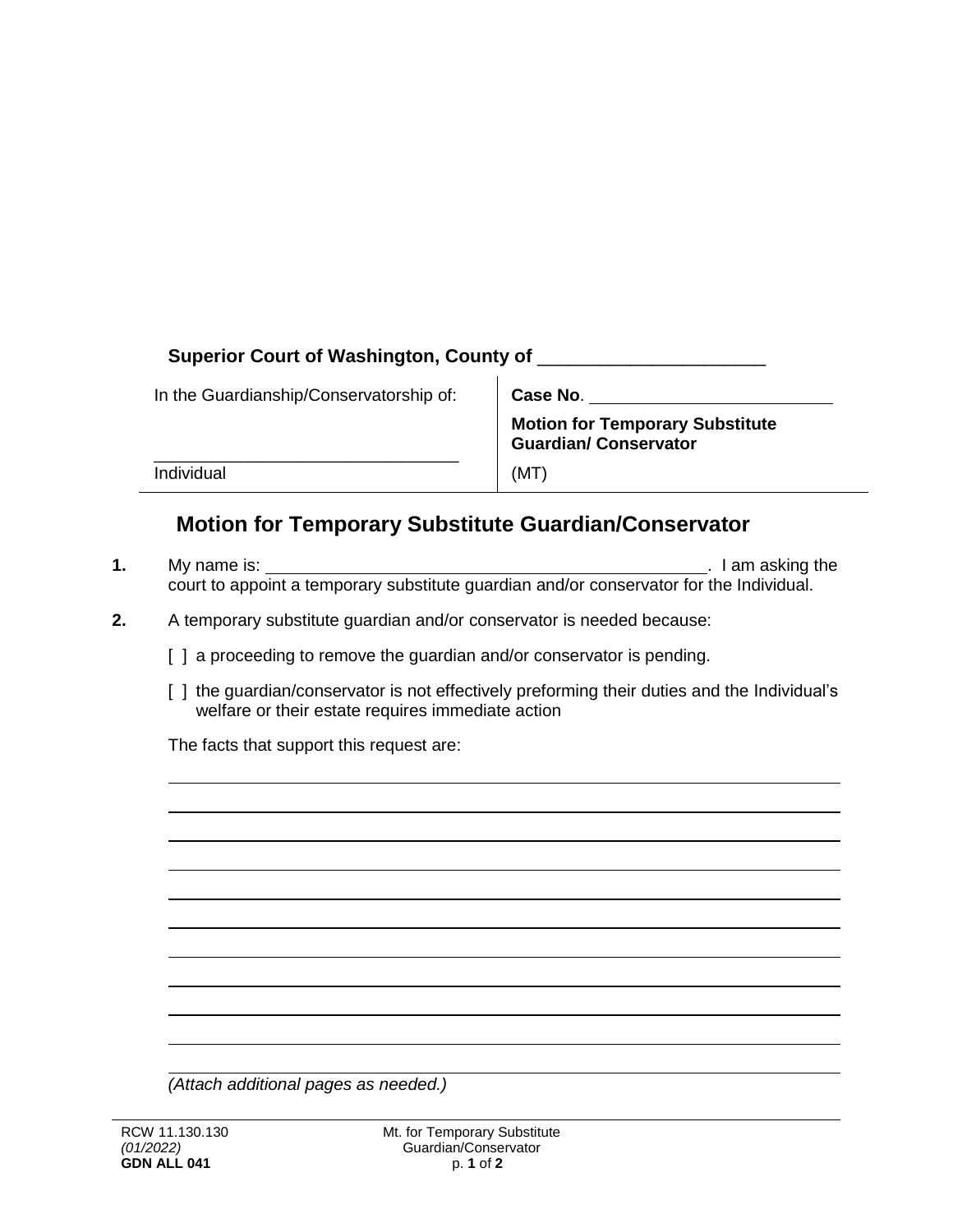**Superior Court of Washington, County of** ______________________

| In the Guardianship/Conservatorship of: | **Case No**. ________________________ |
|---|---|
| ______________________________ | **Motion for Temporary Substitute Guardian/ Conservator** |
| Individual | (MT) |

## Motion for Temporary Substitute Guardian/Conservator

**1.** My name is: ______________________________________________. I am asking the court to appoint a temporary substitute guardian and/or conservator for the Individual.

**2.** A temporary substitute guardian and/or conservator is needed because:

[ ] a proceeding to remove the guardian and/or conservator is pending.

[ ] the guardian/conservator is not effectively preforming their duties and the Individual's welfare or their estate requires immediate action

The facts that support this request are:

______________________________________________________________________________

______________________________________________________________________________

______________________________________________________________________________

______________________________________________________________________________

______________________________________________________________________________

______________________________________________________________________________

______________________________________________________________________________

______________________________________________________________________________

______________________________________________________________________________

______________________________________________________________________________

______________________________________________________________________________

______________________________________________________________________________

*(Attach additional pages as needed.)*

RCW 11.130.130
*(01/2022)*
**GDN ALL 041**

Mt. for Temporary Substitute Guardian/Conservator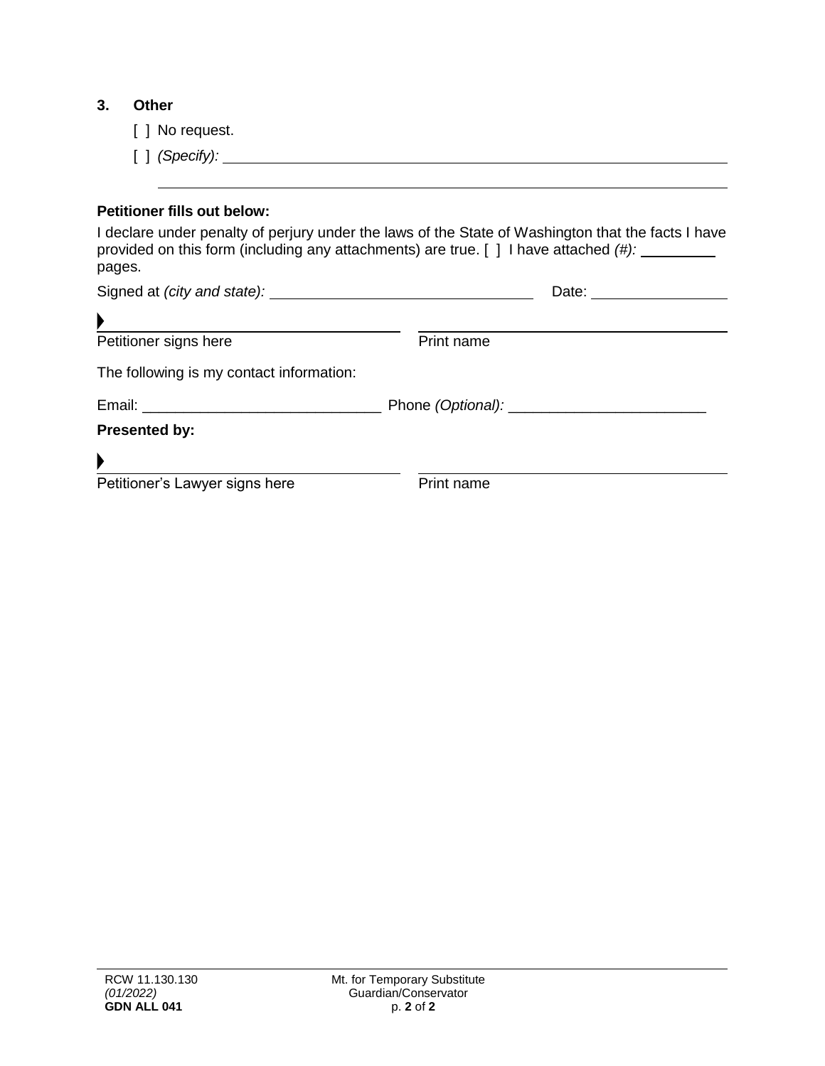**3. Other**

[ ] No request.

[ ] *(Specify):* ______________________________________________

______________________________________________

**Petitioner fills out below:**

I declare under penalty of perjury under the laws of the State of Washington that the facts I have provided on this form (including any attachments) are true. [ ] I have attached *(#):* ________ pages.

Signed at *(city and state):* ______________________________ Date: ______________

▶ ______________________________ ______________________________

Petitioner signs here Print name

The following is my contact information:

Email: _____________________________ Phone *(Optional):* ________________________

**Presented by:**

▶ ______________________________ ______________________________

Petitioner's Lawyer signs here Print name

RCW 11.130.130
*(01/2022)*
**GDN ALL 041**

Mt. for Temporary Substitute Guardian/Conservator